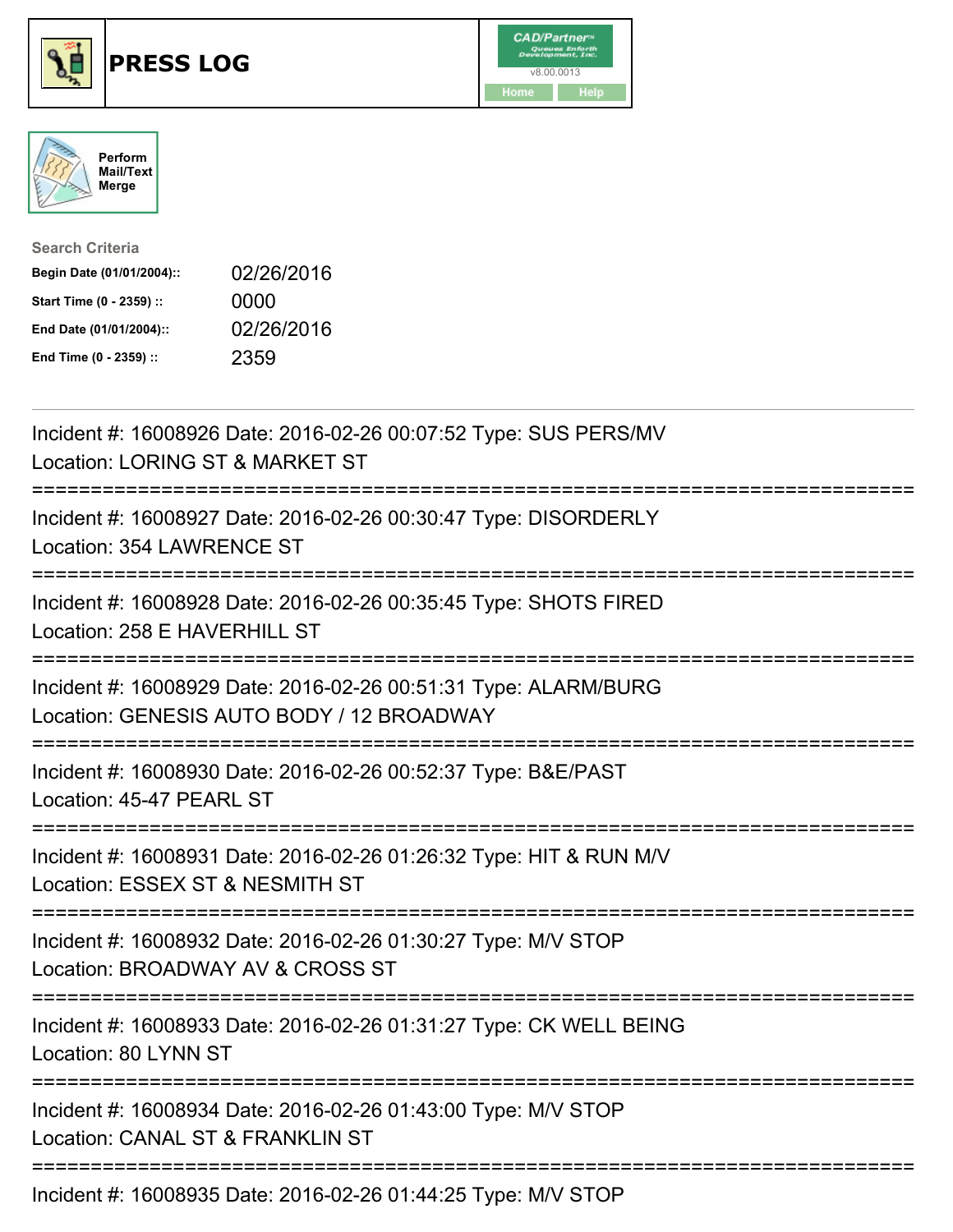# PRESS LOG

Perform Mail/Text Merge

**Search Criteria**

| | |
|---|---|
| **Begin Date (01/01/2004)::** | 02/26/2016 |
| **Start Time (0 - 2359) ::** | 0000 |
| **End Date (01/01/2004)::** | 02/26/2016 |
| **End Time (0 - 2359) ::** | 2359 |

---

Incident #: 16008926 Date: 2016-02-26 00:07:52 Type: SUS PERS/MV
Location: LORING ST & MARKET ST

===========================================================================

Incident #: 16008927 Date: 2016-02-26 00:30:47 Type: DISORDERLY
Location: 354 LAWRENCE ST

===========================================================================

Incident #: 16008928 Date: 2016-02-26 00:35:45 Type: SHOTS FIRED
Location: 258 E HAVERHILL ST

===========================================================================

Incident #: 16008929 Date: 2016-02-26 00:51:31 Type: ALARM/BURG
Location: GENESIS AUTO BODY / 12 BROADWAY

===========================================================================

Incident #: 16008930 Date: 2016-02-26 00:52:37 Type: B&E/PAST
Location: 45-47 PEARL ST

===========================================================================

Incident #: 16008931 Date: 2016-02-26 01:26:32 Type: HIT & RUN M/V
Location: ESSEX ST & NESMITH ST

===========================================================================

Incident #: 16008932 Date: 2016-02-26 01:30:27 Type: M/V STOP
Location: BROADWAY AV & CROSS ST

===========================================================================

Incident #: 16008933 Date: 2016-02-26 01:31:27 Type: CK WELL BEING
Location: 80 LYNN ST

===========================================================================

Incident #: 16008934 Date: 2016-02-26 01:43:00 Type: M/V STOP
Location: CANAL ST & FRANKLIN ST

===========================================================================

Incident #: 16008935 Date: 2016-02-26 01:44:25 Type: M/V STOP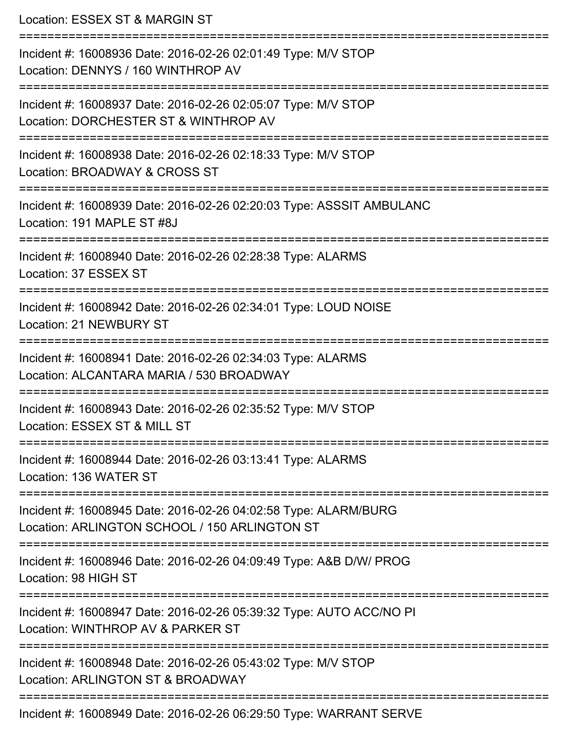Location: ESSEX ST & MARGIN ST

===========================================================================

Incident #: 16008936 Date: 2016-02-26 02:01:49 Type: M/V STOP
Location: DENNYS / 160 WINTHROP AV

===========================================================================

Incident #: 16008937 Date: 2016-02-26 02:05:07 Type: M/V STOP
Location: DORCHESTER ST & WINTHROP AV

===========================================================================

Incident #: 16008938 Date: 2016-02-26 02:18:33 Type: M/V STOP
Location: BROADWAY & CROSS ST

===========================================================================

Incident #: 16008939 Date: 2016-02-26 02:20:03 Type: ASSSIT AMBULANC
Location: 191 MAPLE ST #8J

===========================================================================

Incident #: 16008940 Date: 2016-02-26 02:28:38 Type: ALARMS
Location: 37 ESSEX ST

===========================================================================

Incident #: 16008942 Date: 2016-02-26 02:34:01 Type: LOUD NOISE
Location: 21 NEWBURY ST

===========================================================================

Incident #: 16008941 Date: 2016-02-26 02:34:03 Type: ALARMS
Location: ALCANTARA MARIA / 530 BROADWAY

===========================================================================

Incident #: 16008943 Date: 2016-02-26 02:35:52 Type: M/V STOP
Location: ESSEX ST & MILL ST

===========================================================================

Incident #: 16008944 Date: 2016-02-26 03:13:41 Type: ALARMS
Location: 136 WATER ST

===========================================================================

Incident #: 16008945 Date: 2016-02-26 04:02:58 Type: ALARM/BURG
Location: ARLINGTON SCHOOL / 150 ARLINGTON ST

===========================================================================

Incident #: 16008946 Date: 2016-02-26 04:09:49 Type: A&B D/W/ PROG
Location: 98 HIGH ST

===========================================================================

Incident #: 16008947 Date: 2016-02-26 05:39:32 Type: AUTO ACC/NO PI
Location: WINTHROP AV & PARKER ST

===========================================================================

Incident #: 16008948 Date: 2016-02-26 05:43:02 Type: M/V STOP
Location: ARLINGTON ST & BROADWAY

===========================================================================

Incident #: 16008949 Date: 2016-02-26 06:29:50 Type: WARRANT SERVE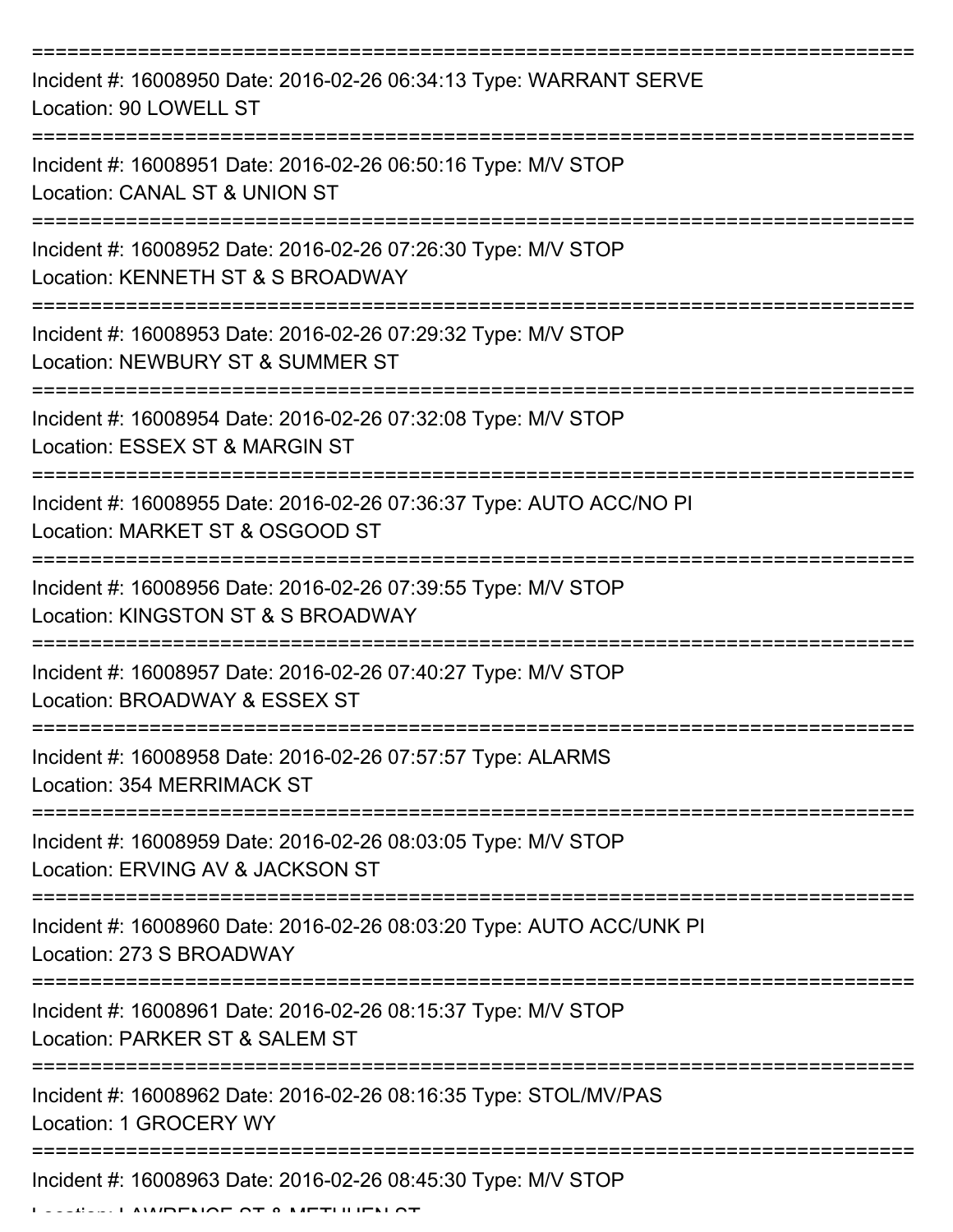===========================================================================

Incident #: 16008950 Date: 2016-02-26 06:34:13 Type: WARRANT SERVE
Location: 90 LOWELL ST

===========================================================================

Incident #: 16008951 Date: 2016-02-26 06:50:16 Type: M/V STOP
Location: CANAL ST & UNION ST

===========================================================================

Incident #: 16008952 Date: 2016-02-26 07:26:30 Type: M/V STOP
Location: KENNETH ST & S BROADWAY

===========================================================================

Incident #: 16008953 Date: 2016-02-26 07:29:32 Type: M/V STOP
Location: NEWBURY ST & SUMMER ST

===========================================================================

Incident #: 16008954 Date: 2016-02-26 07:32:08 Type: M/V STOP
Location: ESSEX ST & MARGIN ST

===========================================================================

Incident #: 16008955 Date: 2016-02-26 07:36:37 Type: AUTO ACC/NO PI
Location: MARKET ST & OSGOOD ST

===========================================================================

Incident #: 16008956 Date: 2016-02-26 07:39:55 Type: M/V STOP
Location: KINGSTON ST & S BROADWAY

===========================================================================

Incident #: 16008957 Date: 2016-02-26 07:40:27 Type: M/V STOP
Location: BROADWAY & ESSEX ST

===========================================================================

Incident #: 16008958 Date: 2016-02-26 07:57:57 Type: ALARMS
Location: 354 MERRIMACK ST

===========================================================================

Incident #: 16008959 Date: 2016-02-26 08:03:05 Type: M/V STOP
Location: ERVING AV & JACKSON ST

===========================================================================

Incident #: 16008960 Date: 2016-02-26 08:03:20 Type: AUTO ACC/UNK PI
Location: 273 S BROADWAY

===========================================================================

Incident #: 16008961 Date: 2016-02-26 08:15:37 Type: M/V STOP
Location: PARKER ST & SALEM ST

===========================================================================

Incident #: 16008962 Date: 2016-02-26 08:16:35 Type: STOL/MV/PAS
Location: 1 GROCERY WY

===========================================================================

Incident #: 16008963 Date: 2016-02-26 08:45:30 Type: M/V STOP
Location: LAWRENCE ST & METHUEN ST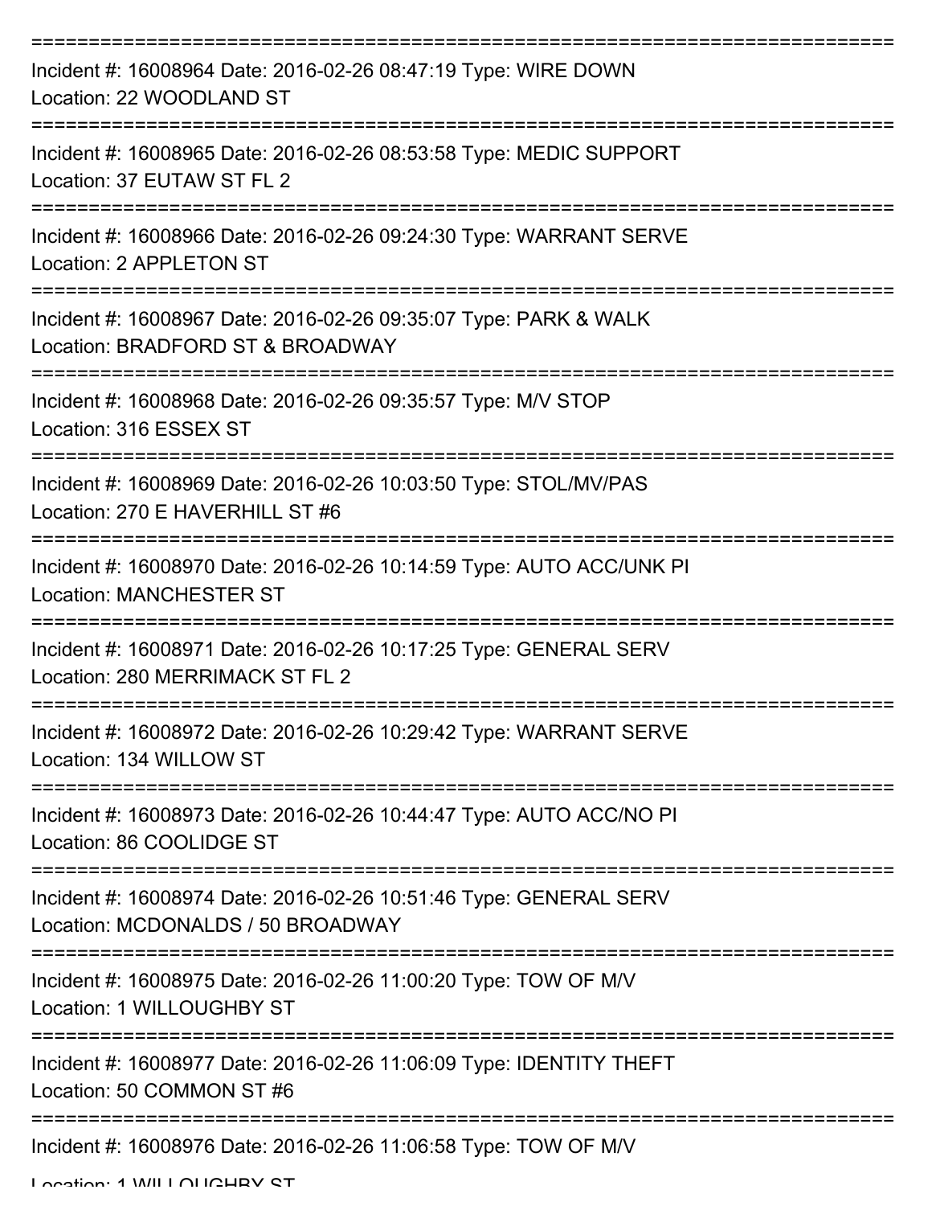===========================================================================
Incident #: 16008964 Date: 2016-02-26 08:47:19 Type: WIRE DOWN
Location: 22 WOODLAND ST
===========================================================================
Incident #: 16008965 Date: 2016-02-26 08:53:58 Type: MEDIC SUPPORT
Location: 37 EUTAW ST FL 2
===========================================================================
Incident #: 16008966 Date: 2016-02-26 09:24:30 Type: WARRANT SERVE
Location: 2 APPLETON ST
===========================================================================
Incident #: 16008967 Date: 2016-02-26 09:35:07 Type: PARK & WALK
Location: BRADFORD ST & BROADWAY
===========================================================================
Incident #: 16008968 Date: 2016-02-26 09:35:57 Type: M/V STOP
Location: 316 ESSEX ST
===========================================================================
Incident #: 16008969 Date: 2016-02-26 10:03:50 Type: STOL/MV/PAS
Location: 270 E HAVERHILL ST #6
===========================================================================
Incident #: 16008970 Date: 2016-02-26 10:14:59 Type: AUTO ACC/UNK PI
Location: MANCHESTER ST
===========================================================================
Incident #: 16008971 Date: 2016-02-26 10:17:25 Type: GENERAL SERV
Location: 280 MERRIMACK ST FL 2
===========================================================================
Incident #: 16008972 Date: 2016-02-26 10:29:42 Type: WARRANT SERVE
Location: 134 WILLOW ST
===========================================================================
Incident #: 16008973 Date: 2016-02-26 10:44:47 Type: AUTO ACC/NO PI
Location: 86 COOLIDGE ST
===========================================================================
Incident #: 16008974 Date: 2016-02-26 10:51:46 Type: GENERAL SERV
Location: MCDONALDS / 50 BROADWAY
===========================================================================
Incident #: 16008975 Date: 2016-02-26 11:00:20 Type: TOW OF M/V
Location: 1 WILLOUGHBY ST
===========================================================================
Incident #: 16008977 Date: 2016-02-26 11:06:09 Type: IDENTITY THEFT
Location: 50 COMMON ST #6
===========================================================================
Incident #: 16008976 Date: 2016-02-26 11:06:58 Type: TOW OF M/V
Location: 1 WILLOUGHBY ST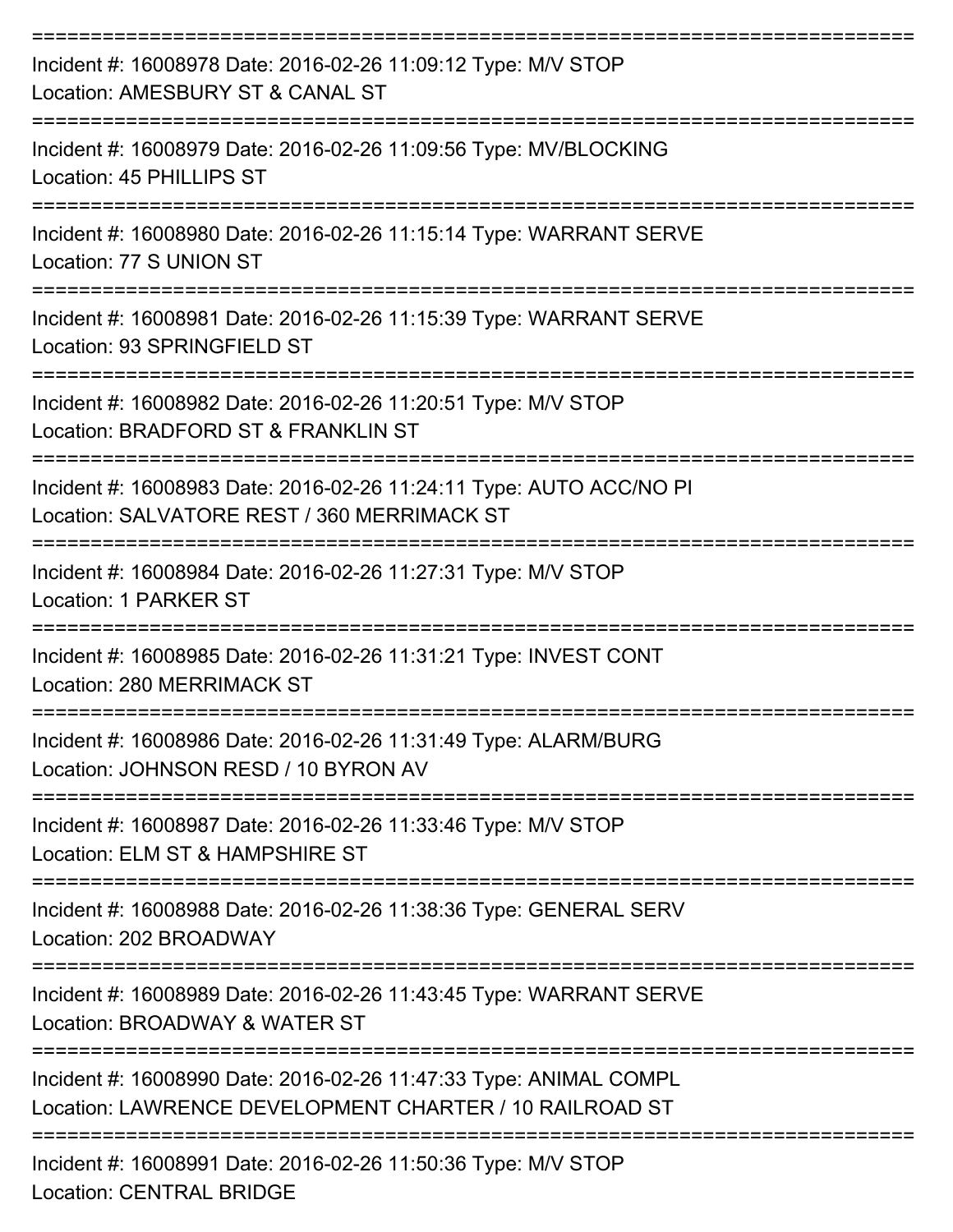===========================================================================

Incident #: 16008978 Date: 2016-02-26 11:09:12 Type: M/V STOP
Location: AMESBURY ST & CANAL ST

===========================================================================

Incident #: 16008979 Date: 2016-02-26 11:09:56 Type: MV/BLOCKING
Location: 45 PHILLIPS ST

===========================================================================

Incident #: 16008980 Date: 2016-02-26 11:15:14 Type: WARRANT SERVE
Location: 77 S UNION ST

===========================================================================

Incident #: 16008981 Date: 2016-02-26 11:15:39 Type: WARRANT SERVE
Location: 93 SPRINGFIELD ST

===========================================================================

Incident #: 16008982 Date: 2016-02-26 11:20:51 Type: M/V STOP
Location: BRADFORD ST & FRANKLIN ST

===========================================================================

Incident #: 16008983 Date: 2016-02-26 11:24:11 Type: AUTO ACC/NO PI
Location: SALVATORE REST / 360 MERRIMACK ST

===========================================================================

Incident #: 16008984 Date: 2016-02-26 11:27:31 Type: M/V STOP
Location: 1 PARKER ST

===========================================================================

Incident #: 16008985 Date: 2016-02-26 11:31:21 Type: INVEST CONT
Location: 280 MERRIMACK ST

===========================================================================

Incident #: 16008986 Date: 2016-02-26 11:31:49 Type: ALARM/BURG
Location: JOHNSON RESD / 10 BYRON AV

===========================================================================

Incident #: 16008987 Date: 2016-02-26 11:33:46 Type: M/V STOP
Location: ELM ST & HAMPSHIRE ST

===========================================================================

Incident #: 16008988 Date: 2016-02-26 11:38:36 Type: GENERAL SERV
Location: 202 BROADWAY

===========================================================================

Incident #: 16008989 Date: 2016-02-26 11:43:45 Type: WARRANT SERVE
Location: BROADWAY & WATER ST

===========================================================================

Incident #: 16008990 Date: 2016-02-26 11:47:33 Type: ANIMAL COMPL
Location: LAWRENCE DEVELOPMENT CHARTER / 10 RAILROAD ST

===========================================================================

Incident #: 16008991 Date: 2016-02-26 11:50:36 Type: M/V STOP
Location: CENTRAL BRIDGE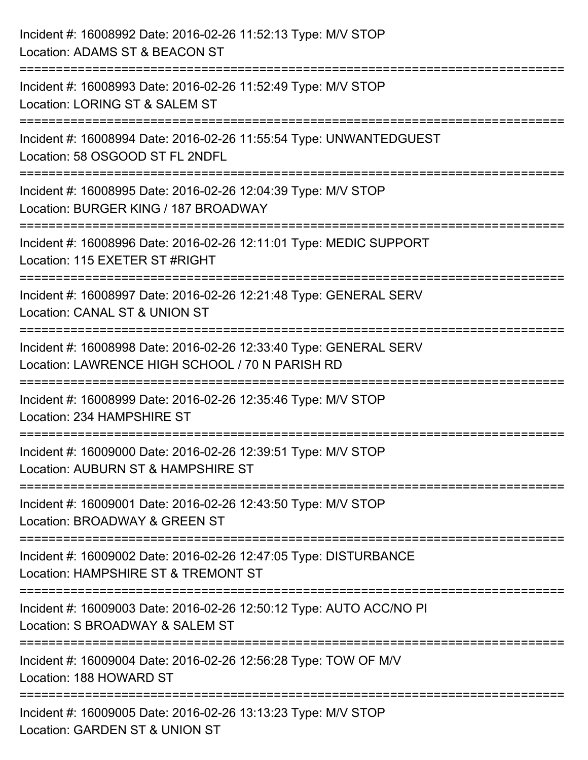Incident #: 16008992 Date: 2016-02-26 11:52:13 Type: M/V STOP
Location: ADAMS ST & BEACON ST

===========================================================================

Incident #: 16008993 Date: 2016-02-26 11:52:49 Type: M/V STOP
Location: LORING ST & SALEM ST

===========================================================================

Incident #: 16008994 Date: 2016-02-26 11:55:54 Type: UNWANTEDGUEST
Location: 58 OSGOOD ST FL 2NDFL

===========================================================================

Incident #: 16008995 Date: 2016-02-26 12:04:39 Type: M/V STOP
Location: BURGER KING / 187 BROADWAY

===========================================================================

Incident #: 16008996 Date: 2016-02-26 12:11:01 Type: MEDIC SUPPORT
Location: 115 EXETER ST #RIGHT

===========================================================================

Incident #: 16008997 Date: 2016-02-26 12:21:48 Type: GENERAL SERV
Location: CANAL ST & UNION ST

===========================================================================

Incident #: 16008998 Date: 2016-02-26 12:33:40 Type: GENERAL SERV
Location: LAWRENCE HIGH SCHOOL / 70 N PARISH RD

===========================================================================

Incident #: 16008999 Date: 2016-02-26 12:35:46 Type: M/V STOP
Location: 234 HAMPSHIRE ST

===========================================================================

Incident #: 16009000 Date: 2016-02-26 12:39:51 Type: M/V STOP
Location: AUBURN ST & HAMPSHIRE ST

===========================================================================

Incident #: 16009001 Date: 2016-02-26 12:43:50 Type: M/V STOP
Location: BROADWAY & GREEN ST

===========================================================================

Incident #: 16009002 Date: 2016-02-26 12:47:05 Type: DISTURBANCE
Location: HAMPSHIRE ST & TREMONT ST

===========================================================================

Incident #: 16009003 Date: 2016-02-26 12:50:12 Type: AUTO ACC/NO PI
Location: S BROADWAY & SALEM ST

===========================================================================

Incident #: 16009004 Date: 2016-02-26 12:56:28 Type: TOW OF M/V
Location: 188 HOWARD ST

===========================================================================

Incident #: 16009005 Date: 2016-02-26 13:13:23 Type: M/V STOP
Location: GARDEN ST & UNION ST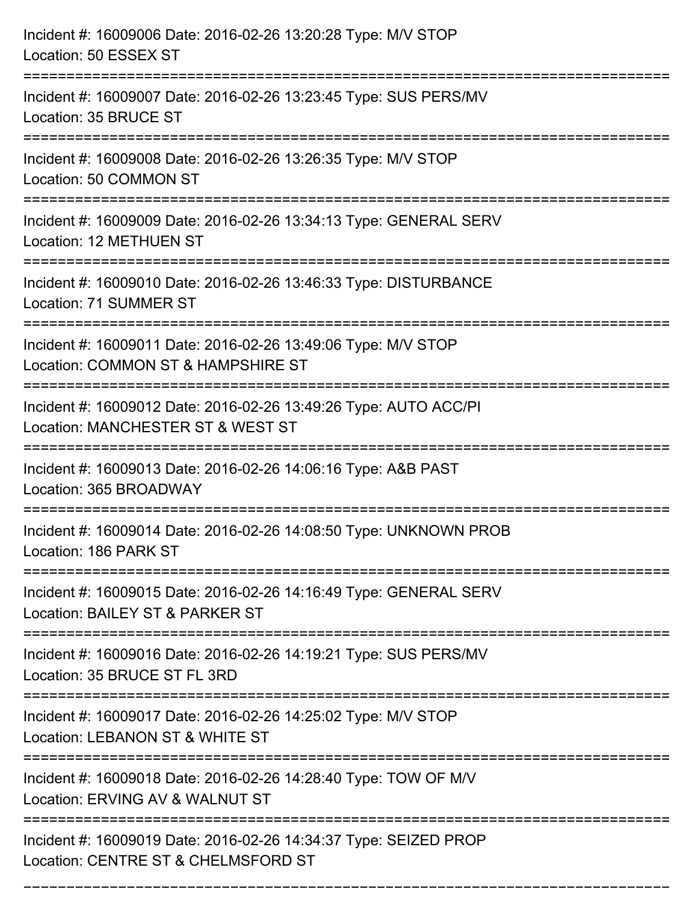Incident #: 16009006 Date: 2016-02-26 13:20:28 Type: M/V STOP
Location: 50 ESSEX ST

===========================================================================

Incident #: 16009007 Date: 2016-02-26 13:23:45 Type: SUS PERS/MV
Location: 35 BRUCE ST

===========================================================================

Incident #: 16009008 Date: 2016-02-26 13:26:35 Type: M/V STOP
Location: 50 COMMON ST

===========================================================================

Incident #: 16009009 Date: 2016-02-26 13:34:13 Type: GENERAL SERV
Location: 12 METHUEN ST

===========================================================================

Incident #: 16009010 Date: 2016-02-26 13:46:33 Type: DISTURBANCE
Location: 71 SUMMER ST

===========================================================================

Incident #: 16009011 Date: 2016-02-26 13:49:06 Type: M/V STOP
Location: COMMON ST & HAMPSHIRE ST

===========================================================================

Incident #: 16009012 Date: 2016-02-26 13:49:26 Type: AUTO ACC/PI
Location: MANCHESTER ST & WEST ST

===========================================================================

Incident #: 16009013 Date: 2016-02-26 14:06:16 Type: A&B PAST
Location: 365 BROADWAY

===========================================================================

Incident #: 16009014 Date: 2016-02-26 14:08:50 Type: UNKNOWN PROB
Location: 186 PARK ST

===========================================================================

Incident #: 16009015 Date: 2016-02-26 14:16:49 Type: GENERAL SERV
Location: BAILEY ST & PARKER ST

===========================================================================

Incident #: 16009016 Date: 2016-02-26 14:19:21 Type: SUS PERS/MV
Location: 35 BRUCE ST FL 3RD

===========================================================================

Incident #: 16009017 Date: 2016-02-26 14:25:02 Type: M/V STOP
Location: LEBANON ST & WHITE ST

===========================================================================

Incident #: 16009018 Date: 2016-02-26 14:28:40 Type: TOW OF M/V
Location: ERVING AV & WALNUT ST

===========================================================================

Incident #: 16009019 Date: 2016-02-26 14:34:37 Type: SEIZED PROP
Location: CENTRE ST & CHELMSFORD ST

===========================================================================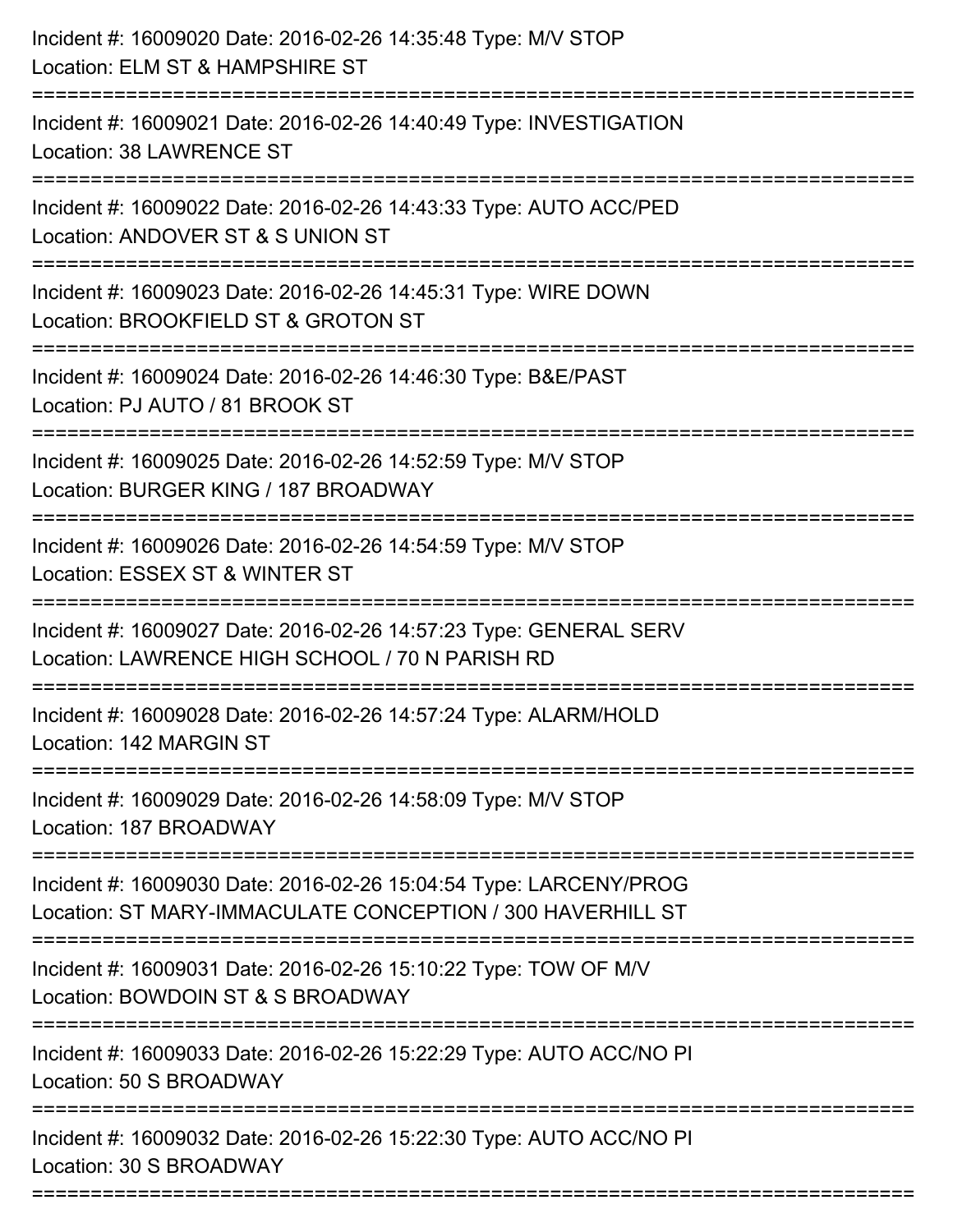Incident #: 16009020 Date: 2016-02-26 14:35:48 Type: M/V STOP
Location: ELM ST & HAMPSHIRE ST

===========================================================================

Incident #: 16009021 Date: 2016-02-26 14:40:49 Type: INVESTIGATION
Location: 38 LAWRENCE ST

===========================================================================

Incident #: 16009022 Date: 2016-02-26 14:43:33 Type: AUTO ACC/PED
Location: ANDOVER ST & S UNION ST

===========================================================================

Incident #: 16009023 Date: 2016-02-26 14:45:31 Type: WIRE DOWN
Location: BROOKFIELD ST & GROTON ST

===========================================================================

Incident #: 16009024 Date: 2016-02-26 14:46:30 Type: B&E/PAST
Location: PJ AUTO / 81 BROOK ST

===========================================================================

Incident #: 16009025 Date: 2016-02-26 14:52:59 Type: M/V STOP
Location: BURGER KING / 187 BROADWAY

===========================================================================

Incident #: 16009026 Date: 2016-02-26 14:54:59 Type: M/V STOP
Location: ESSEX ST & WINTER ST

===========================================================================

Incident #: 16009027 Date: 2016-02-26 14:57:23 Type: GENERAL SERV
Location: LAWRENCE HIGH SCHOOL / 70 N PARISH RD

===========================================================================

Incident #: 16009028 Date: 2016-02-26 14:57:24 Type: ALARM/HOLD
Location: 142 MARGIN ST

===========================================================================

Incident #: 16009029 Date: 2016-02-26 14:58:09 Type: M/V STOP
Location: 187 BROADWAY

===========================================================================

Incident #: 16009030 Date: 2016-02-26 15:04:54 Type: LARCENY/PROG
Location: ST MARY-IMMACULATE CONCEPTION / 300 HAVERHILL ST

===========================================================================

Incident #: 16009031 Date: 2016-02-26 15:10:22 Type: TOW OF M/V
Location: BOWDOIN ST & S BROADWAY

===========================================================================

Incident #: 16009033 Date: 2016-02-26 15:22:29 Type: AUTO ACC/NO PI
Location: 50 S BROADWAY

===========================================================================

Incident #: 16009032 Date: 2016-02-26 15:22:30 Type: AUTO ACC/NO PI
Location: 30 S BROADWAY

===========================================================================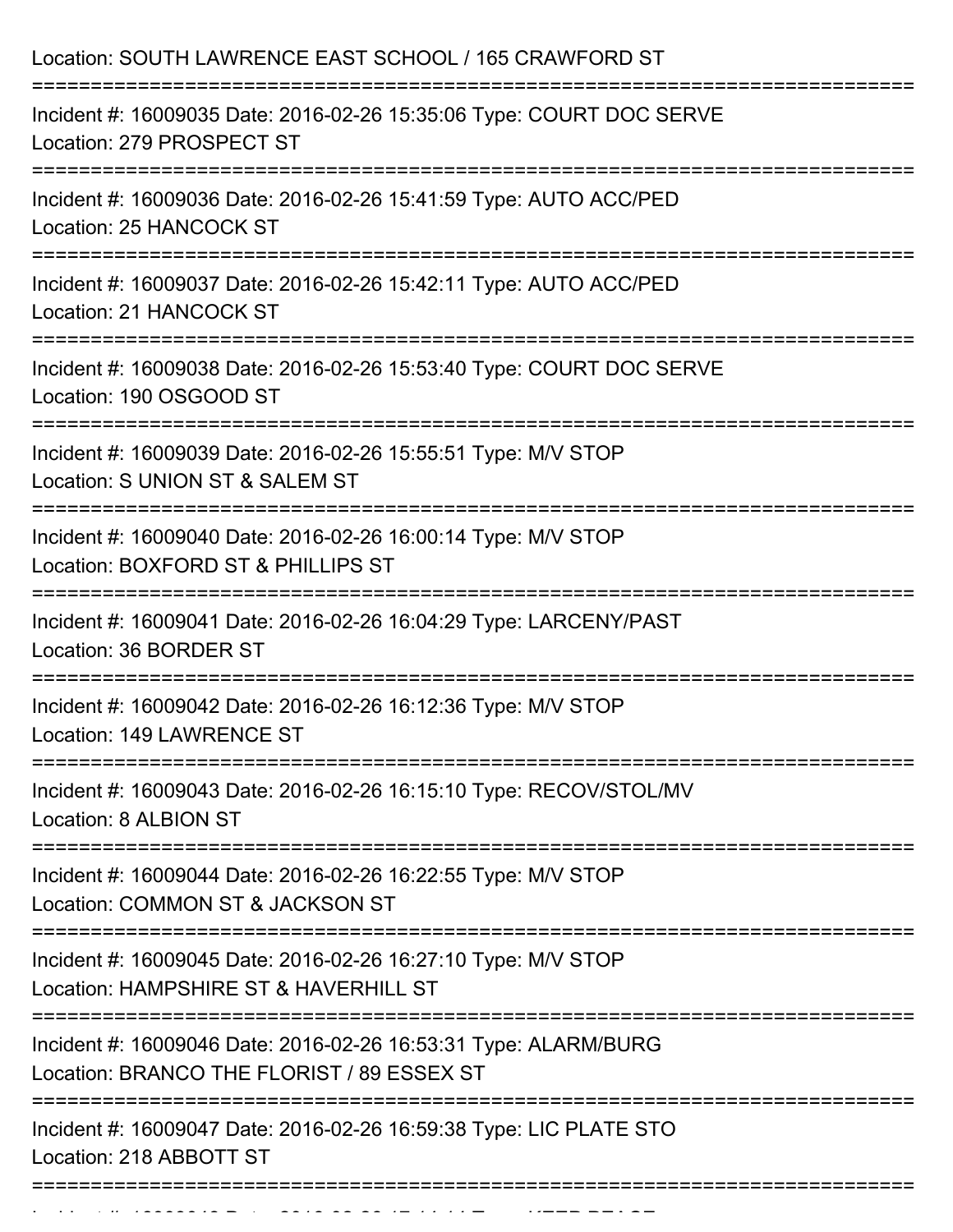Location: SOUTH LAWRENCE EAST SCHOOL / 165 CRAWFORD ST

===========================================================================

Incident #: 16009035 Date: 2016-02-26 15:35:06 Type: COURT DOC SERVE
Location: 279 PROSPECT ST

===========================================================================

Incident #: 16009036 Date: 2016-02-26 15:41:59 Type: AUTO ACC/PED
Location: 25 HANCOCK ST

===========================================================================

Incident #: 16009037 Date: 2016-02-26 15:42:11 Type: AUTO ACC/PED
Location: 21 HANCOCK ST

===========================================================================

Incident #: 16009038 Date: 2016-02-26 15:53:40 Type: COURT DOC SERVE
Location: 190 OSGOOD ST

===========================================================================

Incident #: 16009039 Date: 2016-02-26 15:55:51 Type: M/V STOP
Location: S UNION ST & SALEM ST

===========================================================================

Incident #: 16009040 Date: 2016-02-26 16:00:14 Type: M/V STOP
Location: BOXFORD ST & PHILLIPS ST

===========================================================================

Incident #: 16009041 Date: 2016-02-26 16:04:29 Type: LARCENY/PAST
Location: 36 BORDER ST

===========================================================================

Incident #: 16009042 Date: 2016-02-26 16:12:36 Type: M/V STOP
Location: 149 LAWRENCE ST

===========================================================================

Incident #: 16009043 Date: 2016-02-26 16:15:10 Type: RECOV/STOL/MV
Location: 8 ALBION ST

===========================================================================

Incident #: 16009044 Date: 2016-02-26 16:22:55 Type: M/V STOP
Location: COMMON ST & JACKSON ST

===========================================================================

Incident #: 16009045 Date: 2016-02-26 16:27:10 Type: M/V STOP
Location: HAMPSHIRE ST & HAVERHILL ST

===========================================================================

Incident #: 16009046 Date: 2016-02-26 16:53:31 Type: ALARM/BURG
Location: BRANCO THE FLORIST / 89 ESSEX ST

===========================================================================

Incident #: 16009047 Date: 2016-02-26 16:59:38 Type: LIC PLATE STO
Location: 218 ABBOTT ST

===========================================================================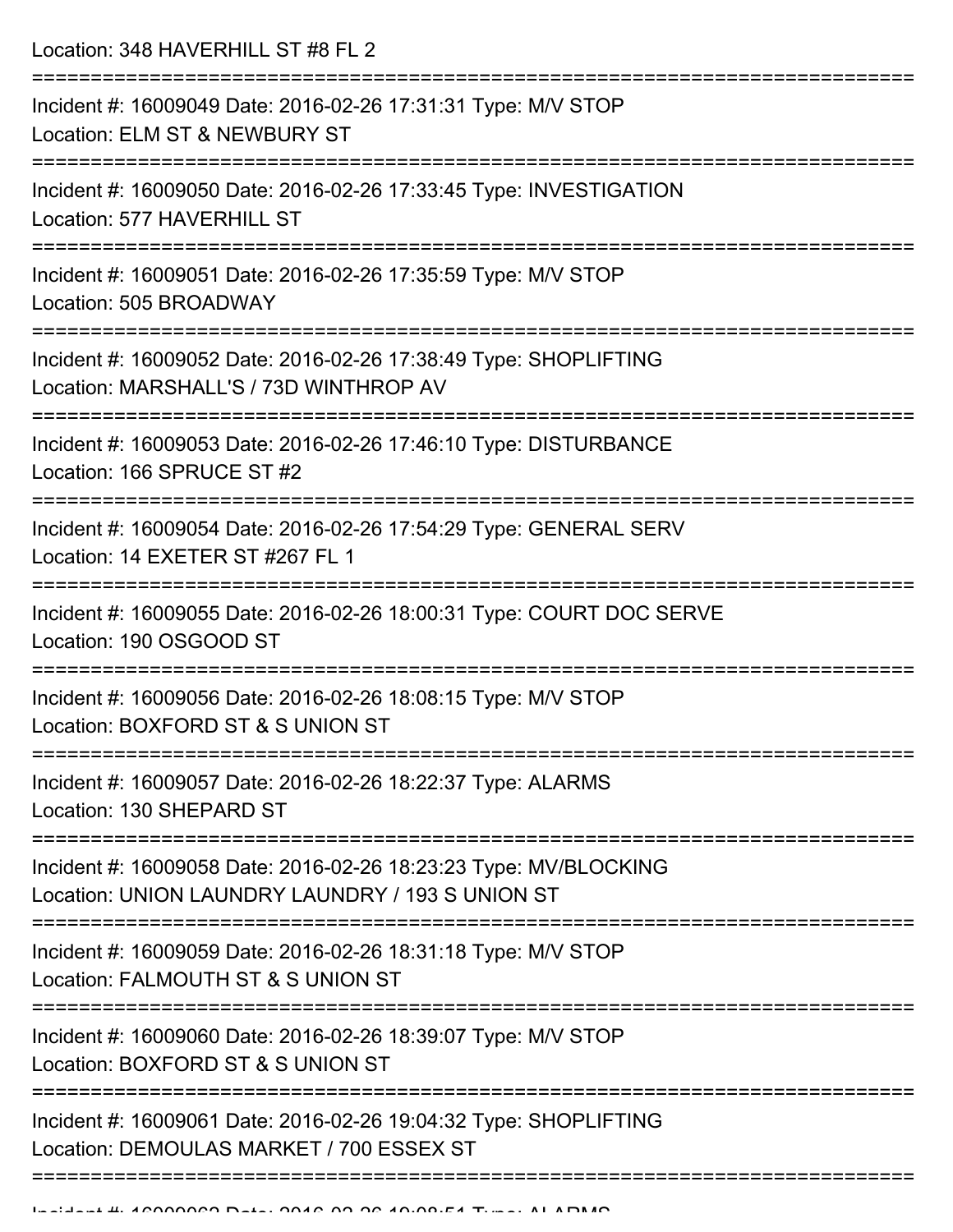Location: 348 HAVERHILL ST #8 FL 2

===========================================================================

Incident #: 16009049 Date: 2016-02-26 17:31:31 Type: M/V STOP
Location: ELM ST & NEWBURY ST

===========================================================================

Incident #: 16009050 Date: 2016-02-26 17:33:45 Type: INVESTIGATION
Location: 577 HAVERHILL ST

===========================================================================

Incident #: 16009051 Date: 2016-02-26 17:35:59 Type: M/V STOP
Location: 505 BROADWAY

===========================================================================

Incident #: 16009052 Date: 2016-02-26 17:38:49 Type: SHOPLIFTING
Location: MARSHALL'S / 73D WINTHROP AV

===========================================================================

Incident #: 16009053 Date: 2016-02-26 17:46:10 Type: DISTURBANCE
Location: 166 SPRUCE ST #2

===========================================================================

Incident #: 16009054 Date: 2016-02-26 17:54:29 Type: GENERAL SERV
Location: 14 EXETER ST #267 FL 1

===========================================================================

Incident #: 16009055 Date: 2016-02-26 18:00:31 Type: COURT DOC SERVE
Location: 190 OSGOOD ST

===========================================================================

Incident #: 16009056 Date: 2016-02-26 18:08:15 Type: M/V STOP
Location: BOXFORD ST & S UNION ST

===========================================================================

Incident #: 16009057 Date: 2016-02-26 18:22:37 Type: ALARMS
Location: 130 SHEPARD ST

===========================================================================

Incident #: 16009058 Date: 2016-02-26 18:23:23 Type: MV/BLOCKING
Location: UNION LAUNDRY LAUNDRY / 193 S UNION ST

===========================================================================

Incident #: 16009059 Date: 2016-02-26 18:31:18 Type: M/V STOP
Location: FALMOUTH ST & S UNION ST

===========================================================================

Incident #: 16009060 Date: 2016-02-26 18:39:07 Type: M/V STOP
Location: BOXFORD ST & S UNION ST

===========================================================================

Incident #: 16009061 Date: 2016-02-26 19:04:32 Type: SHOPLIFTING
Location: DEMOULAS MARKET / 700 ESSEX ST

===========================================================================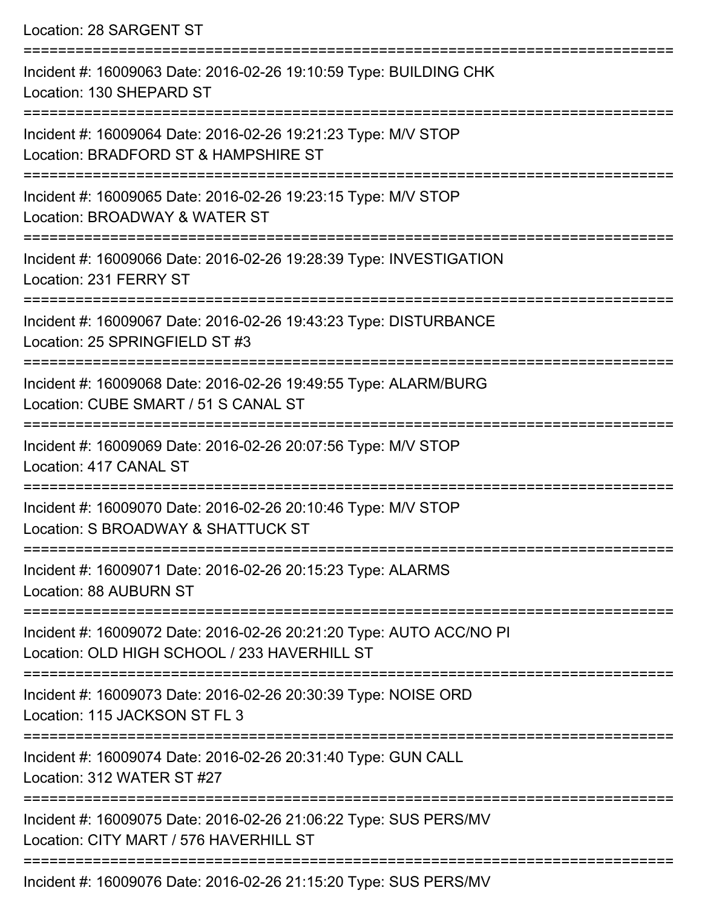Location: 28 SARGENT ST

===========================================================================

Incident #: 16009063 Date: 2016-02-26 19:10:59 Type: BUILDING CHK
Location: 130 SHEPARD ST

===========================================================================

Incident #: 16009064 Date: 2016-02-26 19:21:23 Type: M/V STOP
Location: BRADFORD ST & HAMPSHIRE ST

===========================================================================

Incident #: 16009065 Date: 2016-02-26 19:23:15 Type: M/V STOP
Location: BROADWAY & WATER ST

===========================================================================

Incident #: 16009066 Date: 2016-02-26 19:28:39 Type: INVESTIGATION
Location: 231 FERRY ST

===========================================================================

Incident #: 16009067 Date: 2016-02-26 19:43:23 Type: DISTURBANCE
Location: 25 SPRINGFIELD ST #3

===========================================================================

Incident #: 16009068 Date: 2016-02-26 19:49:55 Type: ALARM/BURG
Location: CUBE SMART / 51 S CANAL ST

===========================================================================

Incident #: 16009069 Date: 2016-02-26 20:07:56 Type: M/V STOP
Location: 417 CANAL ST

===========================================================================

Incident #: 16009070 Date: 2016-02-26 20:10:46 Type: M/V STOP
Location: S BROADWAY & SHATTUCK ST

===========================================================================

Incident #: 16009071 Date: 2016-02-26 20:15:23 Type: ALARMS
Location: 88 AUBURN ST

===========================================================================

Incident #: 16009072 Date: 2016-02-26 20:21:20 Type: AUTO ACC/NO PI
Location: OLD HIGH SCHOOL / 233 HAVERHILL ST

===========================================================================

Incident #: 16009073 Date: 2016-02-26 20:30:39 Type: NOISE ORD
Location: 115 JACKSON ST FL 3

===========================================================================

Incident #: 16009074 Date: 2016-02-26 20:31:40 Type: GUN CALL
Location: 312 WATER ST #27

===========================================================================

Incident #: 16009075 Date: 2016-02-26 21:06:22 Type: SUS PERS/MV
Location: CITY MART / 576 HAVERHILL ST

===========================================================================

Incident #: 16009076 Date: 2016-02-26 21:15:20 Type: SUS PERS/MV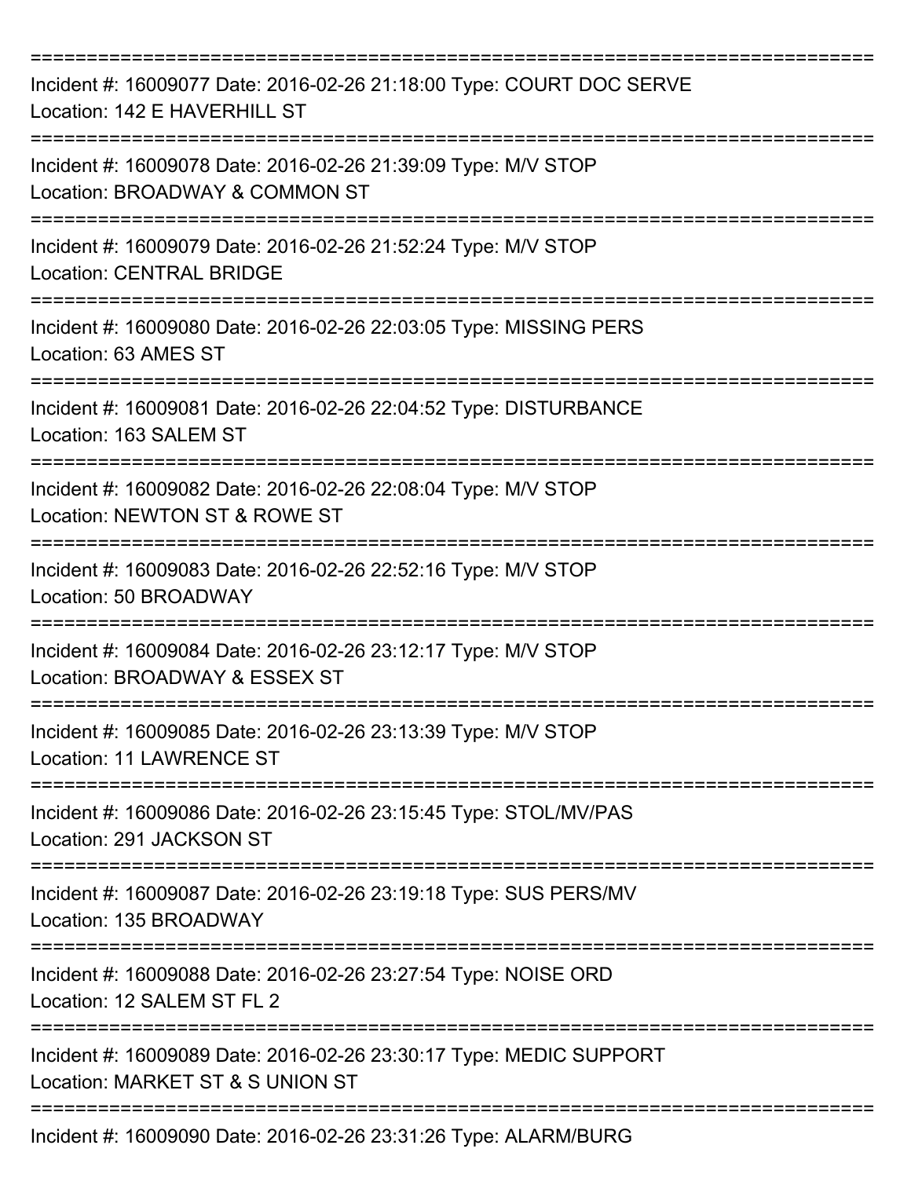===========================================================================
Incident #: 16009077 Date: 2016-02-26 21:18:00 Type: COURT DOC SERVE
Location: 142 E HAVERHILL ST
===========================================================================
Incident #: 16009078 Date: 2016-02-26 21:39:09 Type: M/V STOP
Location: BROADWAY & COMMON ST
===========================================================================
Incident #: 16009079 Date: 2016-02-26 21:52:24 Type: M/V STOP
Location: CENTRAL BRIDGE
===========================================================================
Incident #: 16009080 Date: 2016-02-26 22:03:05 Type: MISSING PERS
Location: 63 AMES ST
===========================================================================
Incident #: 16009081 Date: 2016-02-26 22:04:52 Type: DISTURBANCE
Location: 163 SALEM ST
===========================================================================
Incident #: 16009082 Date: 2016-02-26 22:08:04 Type: M/V STOP
Location: NEWTON ST & ROWE ST
===========================================================================
Incident #: 16009083 Date: 2016-02-26 22:52:16 Type: M/V STOP
Location: 50 BROADWAY
===========================================================================
Incident #: 16009084 Date: 2016-02-26 23:12:17 Type: M/V STOP
Location: BROADWAY & ESSEX ST
===========================================================================
Incident #: 16009085 Date: 2016-02-26 23:13:39 Type: M/V STOP
Location: 11 LAWRENCE ST
===========================================================================
Incident #: 16009086 Date: 2016-02-26 23:15:45 Type: STOL/MV/PAS
Location: 291 JACKSON ST
===========================================================================
Incident #: 16009087 Date: 2016-02-26 23:19:18 Type: SUS PERS/MV
Location: 135 BROADWAY
===========================================================================
Incident #: 16009088 Date: 2016-02-26 23:27:54 Type: NOISE ORD
Location: 12 SALEM ST FL 2
===========================================================================
Incident #: 16009089 Date: 2016-02-26 23:30:17 Type: MEDIC SUPPORT
Location: MARKET ST & S UNION ST
===========================================================================
Incident #: 16009090 Date: 2016-02-26 23:31:26 Type: ALARM/BURG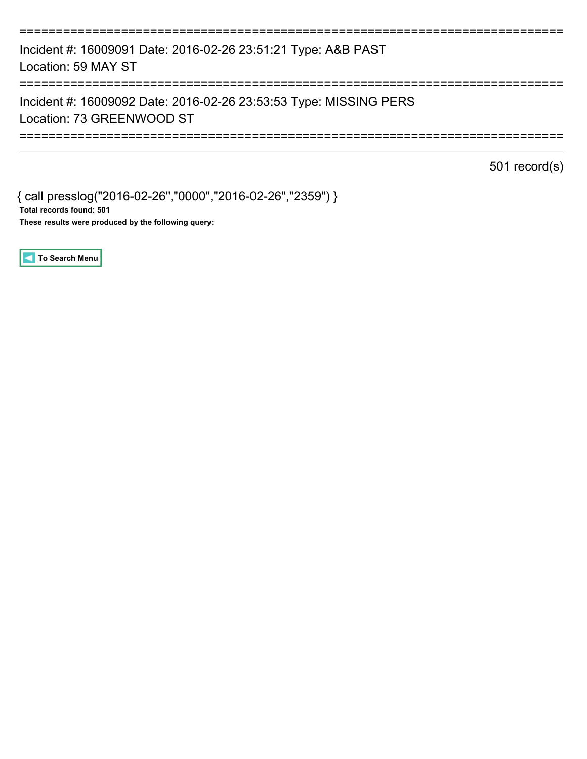===========================================================================

Incident #: 16009091 Date: 2016-02-26 23:51:21 Type: A&B PAST

Location: 59 MAY ST

===========================================================================

Incident #: 16009092 Date: 2016-02-26 23:53:53 Type: MISSING PERS

Location: 73 GREENWOOD ST

===========================================================================

---

501 record(s)

{ call presslog("2016-02-26","0000","2016-02-26","2359") }

**Total records found: 501**

**These results were produced by the following query:**

**To Search Menu**